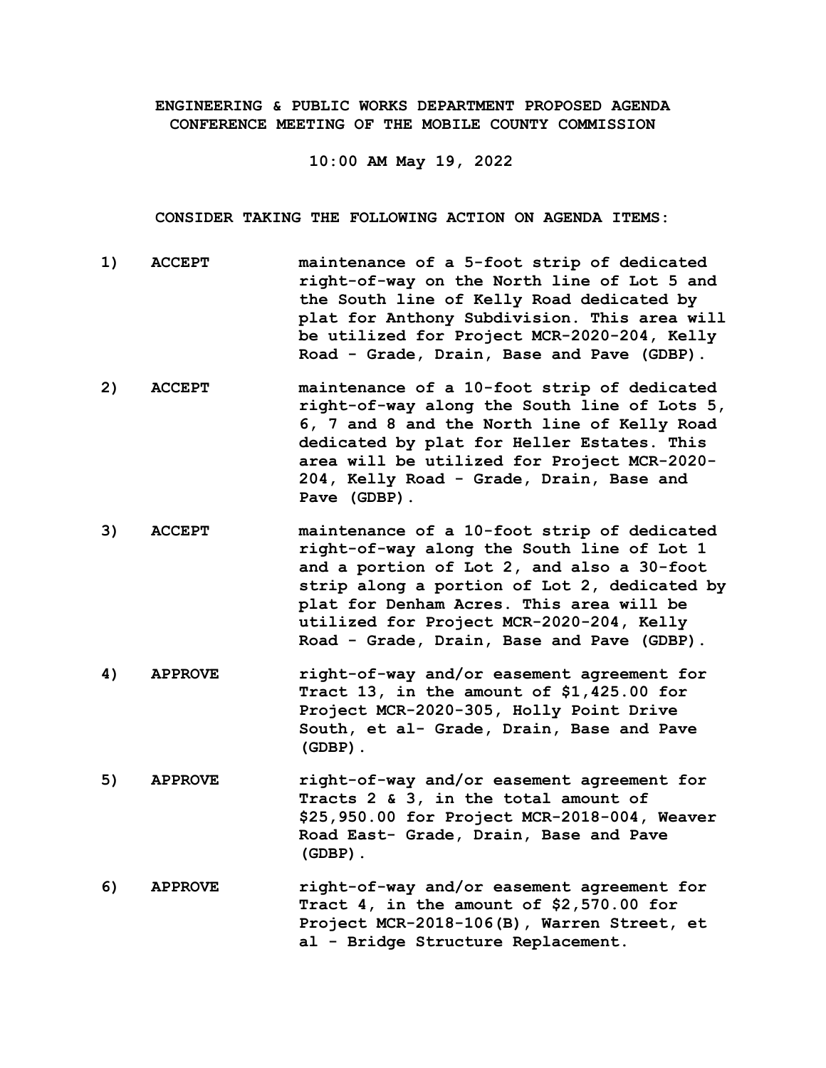**ENGINEERING & PUBLIC WORKS DEPARTMENT PROPOSED AGENDA**
**CONFERENCE MEETING OF THE MOBILE COUNTY COMMISSION**

**10:00 AM May 19, 2022**

**CONSIDER TAKING THE FOLLOWING ACTION ON AGENDA ITEMS:**

**1) ACCEPT** maintenance of a 5-foot strip of dedicated right-of-way on the North line of Lot 5 and the South line of Kelly Road dedicated by plat for Anthony Subdivision. This area will be utilized for Project MCR-2020-204, Kelly Road - Grade, Drain, Base and Pave (GDBP).

**2) ACCEPT** maintenance of a 10-foot strip of dedicated right-of-way along the South line of Lots 5, 6, 7 and 8 and the North line of Kelly Road dedicated by plat for Heller Estates. This area will be utilized for Project MCR-2020-204, Kelly Road - Grade, Drain, Base and Pave (GDBP).

**3) ACCEPT** maintenance of a 10-foot strip of dedicated right-of-way along the South line of Lot 1 and a portion of Lot 2, and also a 30-foot strip along a portion of Lot 2, dedicated by plat for Denham Acres. This area will be utilized for Project MCR-2020-204, Kelly Road - Grade, Drain, Base and Pave (GDBP).

**4) APPROVE** right-of-way and/or easement agreement for Tract 13, in the amount of $1,425.00 for Project MCR-2020-305, Holly Point Drive South, et al- Grade, Drain, Base and Pave (GDBP).

**5) APPROVE** right-of-way and/or easement agreement for Tracts 2 & 3, in the total amount of $25,950.00 for Project MCR-2018-004, Weaver Road East- Grade, Drain, Base and Pave (GDBP).

**6) APPROVE** right-of-way and/or easement agreement for Tract 4, in the amount of $2,570.00 for Project MCR-2018-106(B), Warren Street, et al - Bridge Structure Replacement.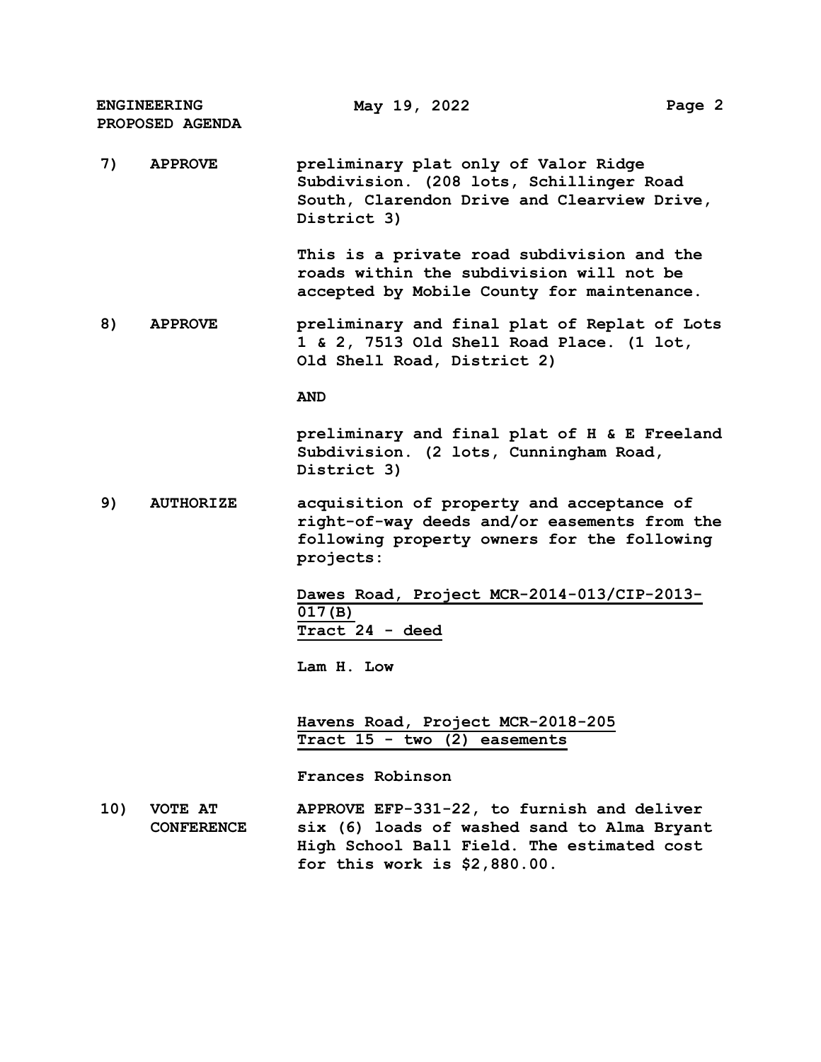7) **APPROVE** preliminary plat only of Valor Ridge Subdivision. (208 lots, Schillinger Road South, Clarendon Drive and Clearview Drive, District 3)

This is a private road subdivision and the roads within the subdivision will not be accepted by Mobile County for maintenance.

8) **APPROVE** preliminary and final plat of Replat of Lots 1 & 2, 7513 Old Shell Road Place. (1 lot, Old Shell Road, District 2)

**AND**

preliminary and final plat of H & E Freeland Subdivision. (2 lots, Cunningham Road, District 3)

9) **AUTHORIZE** acquisition of property and acceptance of right-of-way deeds and/or easements from the following property owners for the following projects:

<u>Dawes Road, Project MCR-2014-013/CIP-2013-017(B)</u>
<u>Tract 24 - deed</u>

Lam H. Low

<u>Havens Road, Project MCR-2018-205</u>
<u>Tract 15 - two (2) easements</u>

Frances Robinson

10) **VOTE AT CONFERENCE** APPROVE EFP-331-22, to furnish and deliver six (6) loads of washed sand to Alma Bryant High School Ball Field. The estimated cost for this work is $2,880.00.